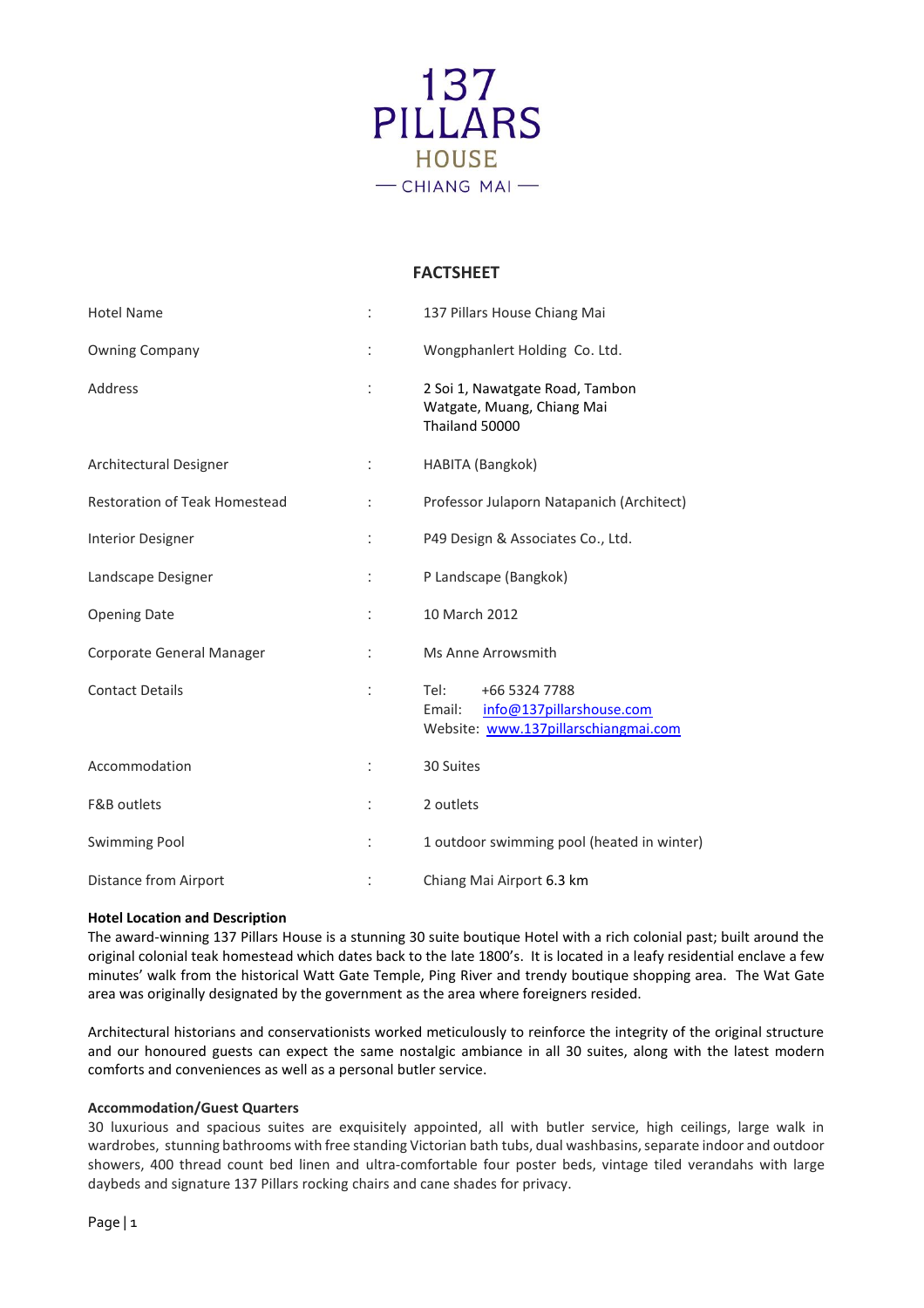# 137 PILLARS HOUSE

CHIANG MAI

## FACTSHEET

| | | |
|---|---|---|
| Hotel Name | : | 137 Pillars House Chiang Mai |
| Owning Company | : | Wongphanlert Holding Co. Ltd. |
| Address | : | 2 Soi 1, Nawatgate Road, Tambon Watgate, Muang, Chiang Mai Thailand 50000 |
| Architectural Designer | : | HABITA (Bangkok) |
| Restoration of Teak Homestead | : | Professor Julaporn Natapanich (Architect) |
| Interior Designer | : | P49 Design & Associates Co., Ltd. |
| Landscape Designer | : | P Landscape (Bangkok) |
| Opening Date | : | 10 March 2012 |
| Corporate General Manager | : | Ms Anne Arrowsmith |
| Contact Details | : | Tel: +66 5324 7788<br>Email: info@137pillarshouse.com<br>Website: www.137pillarschiangmai.com |
| Accommodation | : | 30 Suites |
| F&B outlets | : | 2 outlets |
| Swimming Pool | : | 1 outdoor swimming pool (heated in winter) |
| Distance from Airport | : | Chiang Mai Airport 6.3 km |

**Hotel Location and Description**

The award-winning 137 Pillars House is a stunning 30 suite boutique Hotel with a rich colonial past; built around the original colonial teak homestead which dates back to the late 1800's. It is located in a leafy residential enclave a few minutes' walk from the historical Watt Gate Temple, Ping River and trendy boutique shopping area. The Wat Gate area was originally designated by the government as the area where foreigners resided.

Architectural historians and conservationists worked meticulously to reinforce the integrity of the original structure and our honoured guests can expect the same nostalgic ambiance in all 30 suites, along with the latest modern comforts and conveniences as well as a personal butler service.

**Accommodation/Guest Quarters**

30 luxurious and spacious suites are exquisitely appointed, all with butler service, high ceilings, large walk in wardrobes, stunning bathrooms with free standing Victorian bath tubs, dual washbasins, separate indoor and outdoor showers, 400 thread count bed linen and ultra-comfortable four poster beds, vintage tiled verandahs with large daybeds and signature 137 Pillars rocking chairs and cane shades for privacy.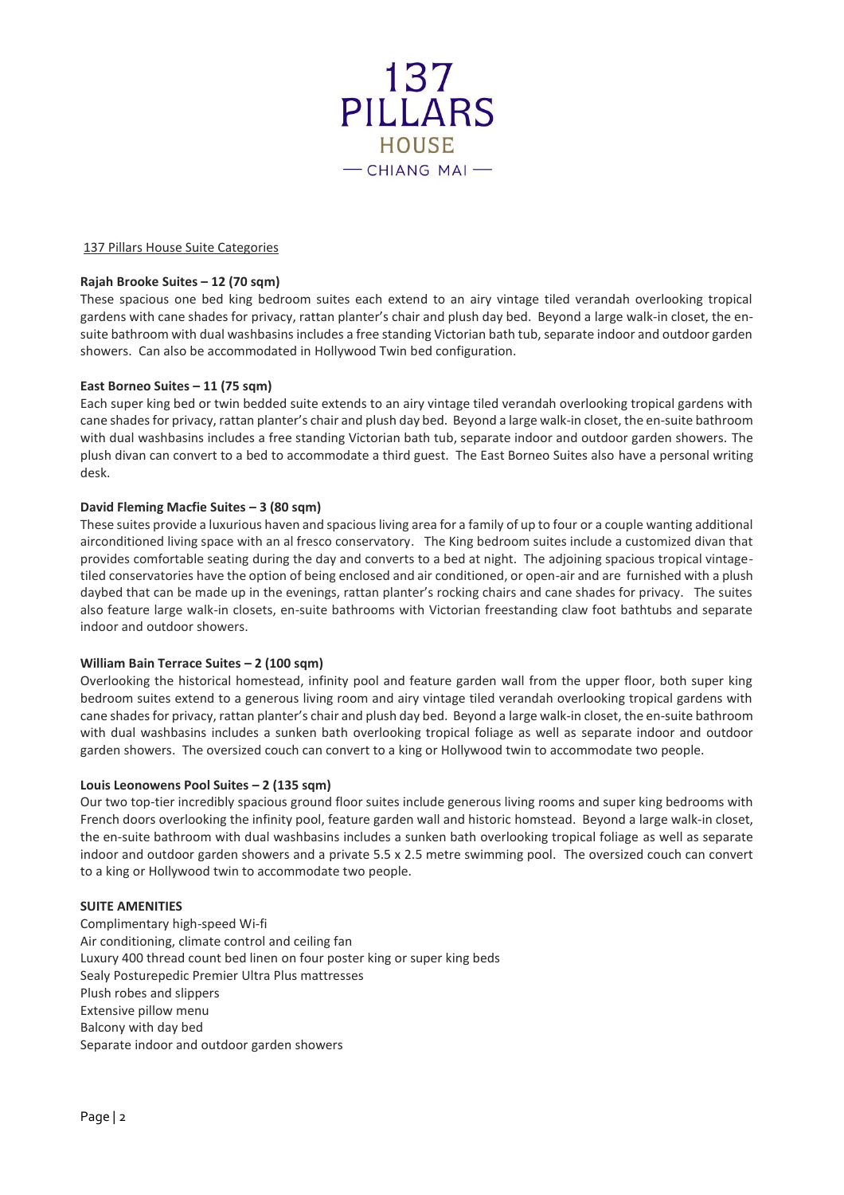# 137 PILLARS HOUSE — CHIANG MAI —

137 Pillars House Suite Categories

**Rajah Brooke Suites – 12 (70 sqm)**

These spacious one bed king bedroom suites each extend to an airy vintage tiled verandah overlooking tropical gardens with cane shades for privacy, rattan planter's chair and plush day bed. Beyond a large walk-in closet, the en-suite bathroom with dual washbasins includes a free standing Victorian bath tub, separate indoor and outdoor garden showers. Can also be accommodated in Hollywood Twin bed configuration.

**East Borneo Suites – 11 (75 sqm)**

Each super king bed or twin bedded suite extends to an airy vintage tiled verandah overlooking tropical gardens with cane shades for privacy, rattan planter's chair and plush day bed. Beyond a large walk-in closet, the en-suite bathroom with dual washbasins includes a free standing Victorian bath tub, separate indoor and outdoor garden showers. The plush divan can convert to a bed to accommodate a third guest. The East Borneo Suites also have a personal writing desk.

**David Fleming Macfie Suites – 3 (80 sqm)**

These suites provide a luxurious haven and spacious living area for a family of up to four or a couple wanting additional airconditioned living space with an al fresco conservatory. The King bedroom suites include a customized divan that provides comfortable seating during the day and converts to a bed at night. The adjoining spacious tropical vintage-tiled conservatories have the option of being enclosed and air conditioned, or open-air and are furnished with a plush daybed that can be made up in the evenings, rattan planter's rocking chairs and cane shades for privacy. The suites also feature large walk-in closets, en-suite bathrooms with Victorian freestanding claw foot bathtubs and separate indoor and outdoor showers.

**William Bain Terrace Suites – 2 (100 sqm)**

Overlooking the historical homestead, infinity pool and feature garden wall from the upper floor, both super king bedroom suites extend to a generous living room and airy vintage tiled verandah overlooking tropical gardens with cane shades for privacy, rattan planter's chair and plush day bed. Beyond a large walk-in closet, the en-suite bathroom with dual washbasins includes a sunken bath overlooking tropical foliage as well as separate indoor and outdoor garden showers. The oversized couch can convert to a king or Hollywood twin to accommodate two people.

**Louis Leonowens Pool Suites – 2 (135 sqm)**

Our two top-tier incredibly spacious ground floor suites include generous living rooms and super king bedrooms with French doors overlooking the infinity pool, feature garden wall and historic homstead. Beyond a large walk-in closet, the en-suite bathroom with dual washbasins includes a sunken bath overlooking tropical foliage as well as separate indoor and outdoor garden showers and a private 5.5 x 2.5 metre swimming pool. The oversized couch can convert to a king or Hollywood twin to accommodate two people.

**SUITE AMENITIES**

Complimentary high-speed Wi-fi
Air conditioning, climate control and ceiling fan
Luxury 400 thread count bed linen on four poster king or super king beds
Sealy Posturepedic Premier Ultra Plus mattresses
Plush robes and slippers
Extensive pillow menu
Balcony with day bed
Separate indoor and outdoor garden showers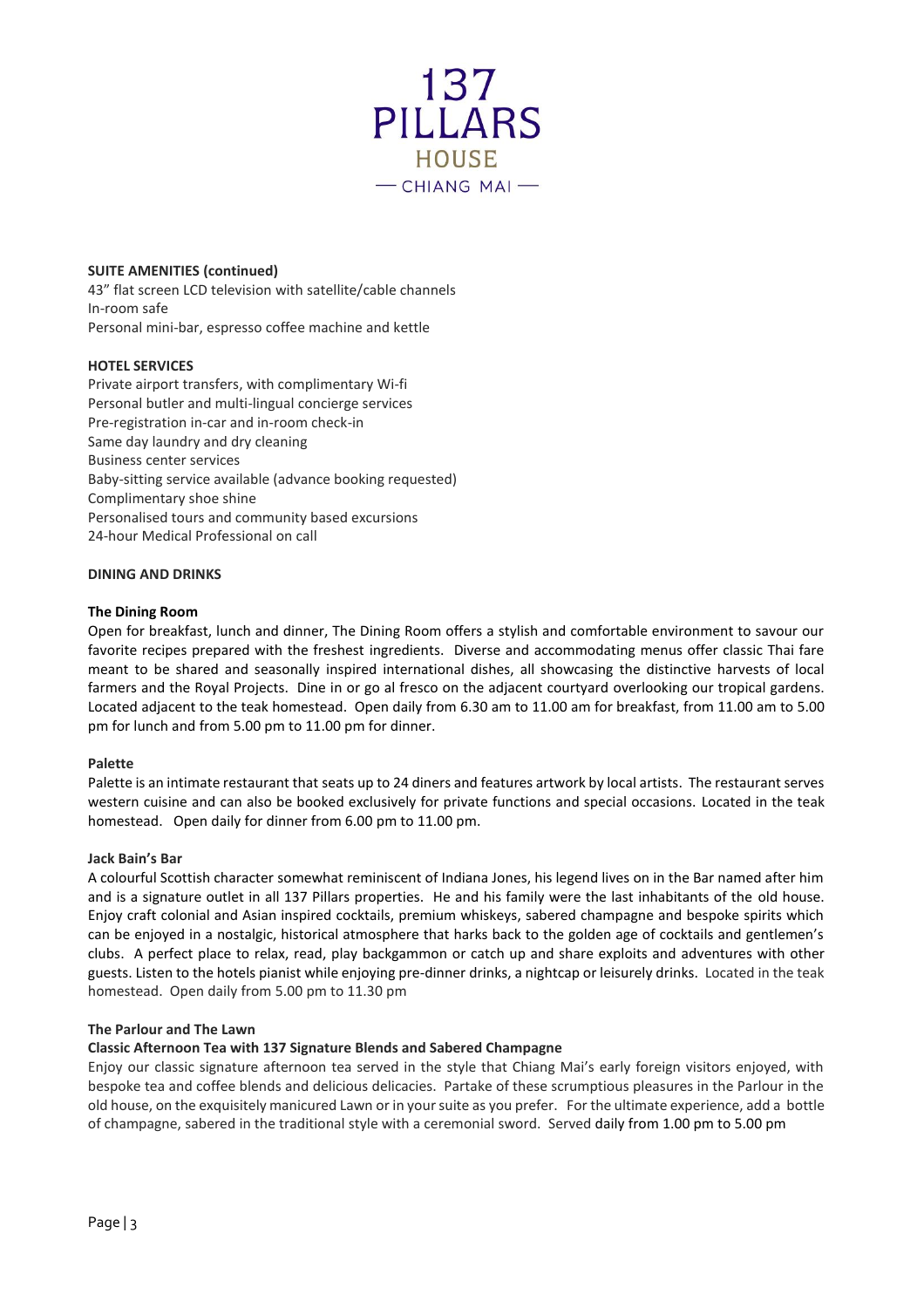**SUITE AMENITIES (continued)**

43" flat screen LCD television with satellite/cable channels
In-room safe
Personal mini-bar, espresso coffee machine and kettle

**HOTEL SERVICES**

Private airport transfers, with complimentary Wi-fi
Personal butler and multi-lingual concierge services
Pre-registration in-car and in-room check-in
Same day laundry and dry cleaning
Business center services
Baby-sitting service available (advance booking requested)
Complimentary shoe shine
Personalised tours and community based excursions
24-hour Medical Professional on call

**DINING AND DRINKS**

**The Dining Room**

Open for breakfast, lunch and dinner, The Dining Room offers a stylish and comfortable environment to savour our favorite recipes prepared with the freshest ingredients. Diverse and accommodating menus offer classic Thai fare meant to be shared and seasonally inspired international dishes, all showcasing the distinctive harvests of local farmers and the Royal Projects. Dine in or go al fresco on the adjacent courtyard overlooking our tropical gardens. Located adjacent to the teak homestead. Open daily from 6.30 am to 11.00 am for breakfast, from 11.00 am to 5.00 pm for lunch and from 5.00 pm to 11.00 pm for dinner.

**Palette**

Palette is an intimate restaurant that seats up to 24 diners and features artwork by local artists. The restaurant serves western cuisine and can also be booked exclusively for private functions and special occasions. Located in the teak homestead. Open daily for dinner from 6.00 pm to 11.00 pm.

**Jack Bain's Bar**

A colourful Scottish character somewhat reminiscent of Indiana Jones, his legend lives on in the Bar named after him and is a signature outlet in all 137 Pillars properties. He and his family were the last inhabitants of the old house. Enjoy craft colonial and Asian inspired cocktails, premium whiskeys, sabered champagne and bespoke spirits which can be enjoyed in a nostalgic, historical atmosphere that harks back to the golden age of cocktails and gentlemen's clubs. A perfect place to relax, read, play backgammon or catch up and share exploits and adventures with other guests. Listen to the hotels pianist while enjoying pre-dinner drinks, a nightcap or leisurely drinks. Located in the teak homestead. Open daily from 5.00 pm to 11.30 pm

**The Parlour and The Lawn**

**Classic Afternoon Tea with 137 Signature Blends and Sabered Champagne**

Enjoy our classic signature afternoon tea served in the style that Chiang Mai's early foreign visitors enjoyed, with bespoke tea and coffee blends and delicious delicacies. Partake of these scrumptious pleasures in the Parlour in the old house, on the exquisitely manicured Lawn or in your suite as you prefer. For the ultimate experience, add a bottle of champagne, sabered in the traditional style with a ceremonial sword. Served daily from 1.00 pm to 5.00 pm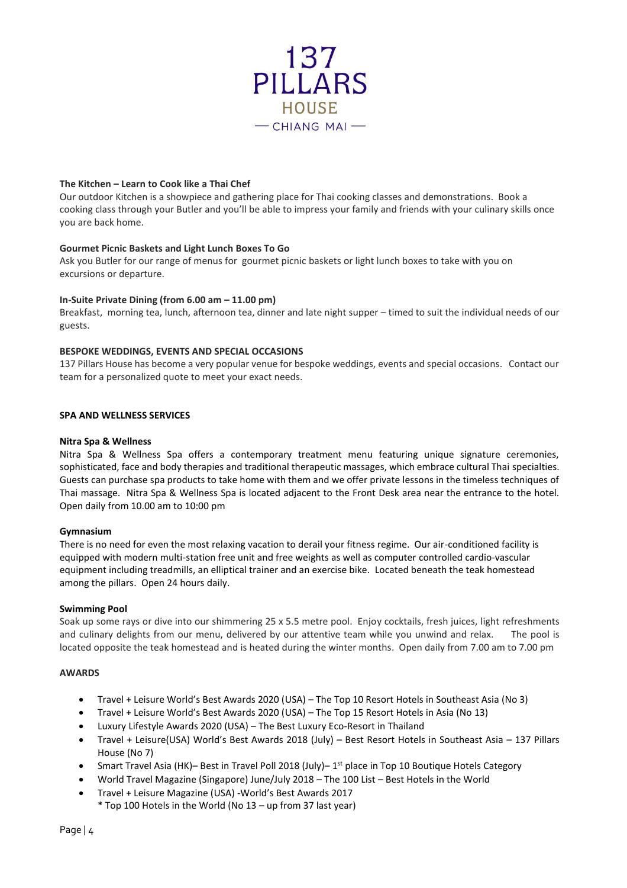# 137 PILLARS HOUSE

— CHIANG MAI —

**The Kitchen – Learn to Cook like a Thai Chef**

Our outdoor Kitchen is a showpiece and gathering place for Thai cooking classes and demonstrations. Book a cooking class through your Butler and you'll be able to impress your family and friends with your culinary skills once you are back home.

**Gourmet Picnic Baskets and Light Lunch Boxes To Go**

Ask you Butler for our range of menus for gourmet picnic baskets or light lunch boxes to take with you on excursions or departure.

**In-Suite Private Dining (from 6.00 am – 11.00 pm)**

Breakfast, morning tea, lunch, afternoon tea, dinner and late night supper – timed to suit the individual needs of our guests.

**BESPOKE WEDDINGS, EVENTS AND SPECIAL OCCASIONS**

137 Pillars House has become a very popular venue for bespoke weddings, events and special occasions. Contact our team for a personalized quote to meet your exact needs.

## SPA AND WELLNESS SERVICES

**Nitra Spa & Wellness**

Nitra Spa & Wellness Spa offers a contemporary treatment menu featuring unique signature ceremonies, sophisticated, face and body therapies and traditional therapeutic massages, which embrace cultural Thai specialties. Guests can purchase spa products to take home with them and we offer private lessons in the timeless techniques of Thai massage. Nitra Spa & Wellness Spa is located adjacent to the Front Desk area near the entrance to the hotel. Open daily from 10.00 am to 10:00 pm

**Gymnasium**

There is no need for even the most relaxing vacation to derail your fitness regime. Our air-conditioned facility is equipped with modern multi-station free unit and free weights as well as computer controlled cardio-vascular equipment including treadmills, an elliptical trainer and an exercise bike. Located beneath the teak homestead among the pillars. Open 24 hours daily.

**Swimming Pool**

Soak up some rays or dive into our shimmering 25 x 5.5 metre pool. Enjoy cocktails, fresh juices, light refreshments and culinary delights from our menu, delivered by our attentive team while you unwind and relax. The pool is located opposite the teak homestead and is heated during the winter months. Open daily from 7.00 am to 7.00 pm

## AWARDS

- Travel + Leisure World's Best Awards 2020 (USA) – The Top 10 Resort Hotels in Southeast Asia (No 3)
- Travel + Leisure World's Best Awards 2020 (USA) – The Top 15 Resort Hotels in Asia (No 13)
- Luxury Lifestyle Awards 2020 (USA) – The Best Luxury Eco-Resort in Thailand
- Travel + Leisure(USA) World's Best Awards 2018 (July) – Best Resort Hotels in Southeast Asia – 137 Pillars House (No 7)
- Smart Travel Asia (HK)– Best in Travel Poll 2018 (July)– 1st place in Top 10 Boutique Hotels Category
- World Travel Magazine (Singapore) June/July 2018 – The 100 List – Best Hotels in the World
- Travel + Leisure Magazine (USA) -World's Best Awards 2017
  * Top 100 Hotels in the World (No 13 – up from 37 last year)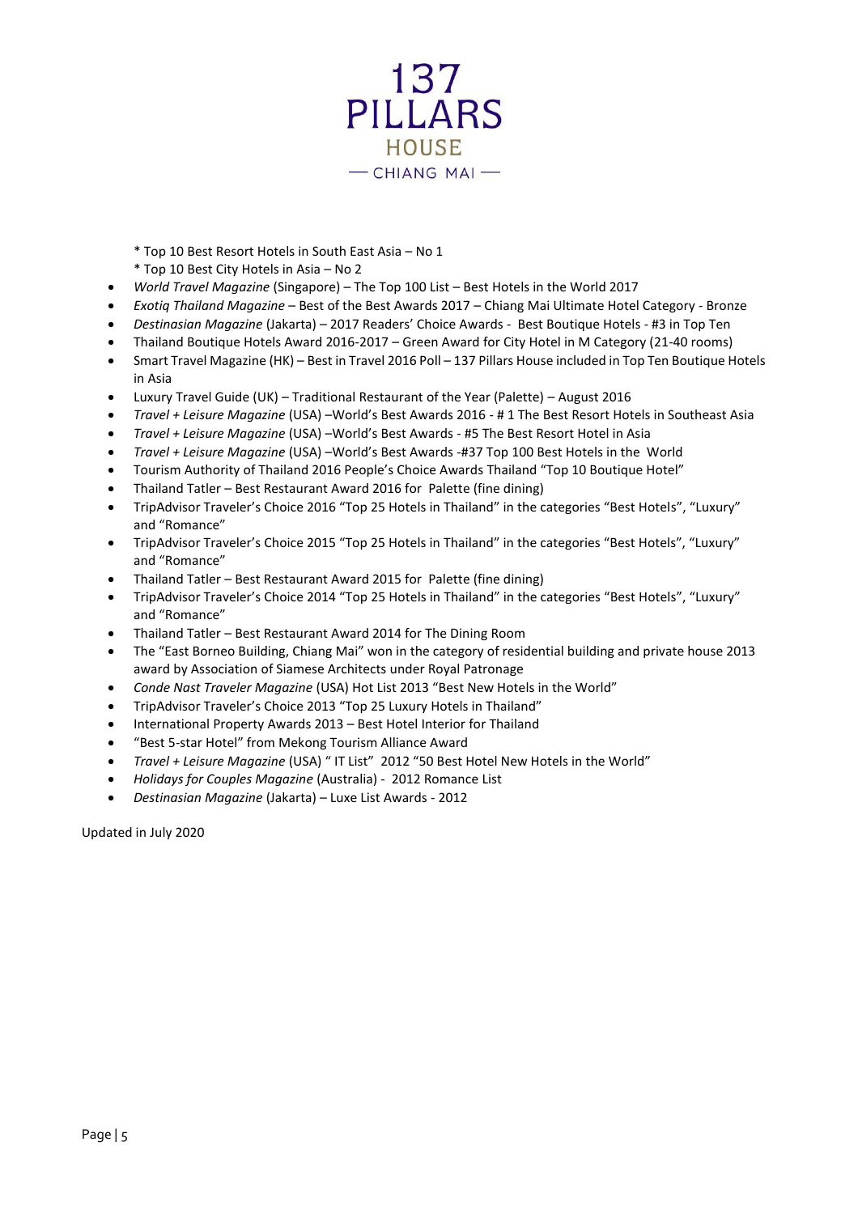137 PILLARS HOUSE

— CHIANG MAI —

* Top 10 Best Resort Hotels in South East Asia – No 1
* Top 10 Best City Hotels in Asia – No 2

- *World Travel Magazine* (Singapore) – The Top 100 List – Best Hotels in the World 2017
- *Exotiq Thailand Magazine* – Best of the Best Awards 2017 – Chiang Mai Ultimate Hotel Category - Bronze
- *Destinasian Magazine* (Jakarta) – 2017 Readers' Choice Awards - Best Boutique Hotels - #3 in Top Ten
- Thailand Boutique Hotels Award 2016-2017 – Green Award for City Hotel in M Category (21-40 rooms)
- Smart Travel Magazine (HK) – Best in Travel 2016 Poll – 137 Pillars House included in Top Ten Boutique Hotels in Asia
- Luxury Travel Guide (UK) – Traditional Restaurant of the Year (Palette) – August 2016
- *Travel + Leisure Magazine* (USA) –World's Best Awards 2016 - # 1 The Best Resort Hotels in Southeast Asia
- *Travel + Leisure Magazine* (USA) –World's Best Awards - #5 The Best Resort Hotel in Asia
- *Travel + Leisure Magazine* (USA) –World's Best Awards -#37 Top 100 Best Hotels in the World
- Tourism Authority of Thailand 2016 People's Choice Awards Thailand "Top 10 Boutique Hotel"
- Thailand Tatler – Best Restaurant Award 2016 for Palette (fine dining)
- TripAdvisor Traveler's Choice 2016 "Top 25 Hotels in Thailand" in the categories "Best Hotels", "Luxury" and "Romance"
- TripAdvisor Traveler's Choice 2015 "Top 25 Hotels in Thailand" in the categories "Best Hotels", "Luxury" and "Romance"
- Thailand Tatler – Best Restaurant Award 2015 for Palette (fine dining)
- TripAdvisor Traveler's Choice 2014 "Top 25 Hotels in Thailand" in the categories "Best Hotels", "Luxury" and "Romance"
- Thailand Tatler – Best Restaurant Award 2014 for The Dining Room
- The "East Borneo Building, Chiang Mai" won in the category of residential building and private house 2013 award by Association of Siamese Architects under Royal Patronage
- *Conde Nast Traveler Magazine* (USA) Hot List 2013 "Best New Hotels in the World"
- TripAdvisor Traveler's Choice 2013 "Top 25 Luxury Hotels in Thailand"
- International Property Awards 2013 – Best Hotel Interior for Thailand
- "Best 5-star Hotel" from Mekong Tourism Alliance Award
- *Travel + Leisure Magazine* (USA) " IT List" 2012 "50 Best Hotel New Hotels in the World"
- *Holidays for Couples Magazine* (Australia) - 2012 Romance List
- *Destinasian Magazine* (Jakarta) – Luxe List Awards - 2012

Updated in July 2020